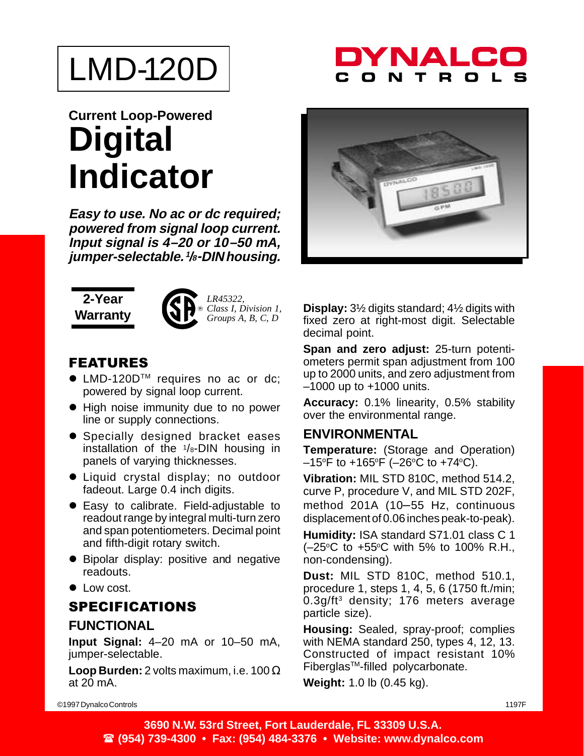# LMD-120D

DYNALCO CONTROLS

## Current Loop-Powered

# Digital Indicator

***Easy to use. No ac or dc required; powered from signal loop current. Input signal is 4–20 or 10–50 mA, jumper-selectable. 1/8-DIN housing.***

**2-Year Warranty**

*LR45322, Class I, Division 1, Groups A, B, C, D*

## FEATURES

- LMD-120D™ requires no ac or dc; powered by signal loop current.
- High noise immunity due to no power line or supply connections.
- Specially designed bracket eases installation of the 1/8-DIN housing in panels of varying thicknesses.
- Liquid crystal display; no outdoor fadeout. Large 0.4 inch digits.
- Easy to calibrate. Field-adjustable to readout range by integral multi-turn zero and span potentiometers. Decimal point and fifth-digit rotary switch.
- Bipolar display: positive and negative readouts.
- Low cost.

## SPECIFICATIONS

### FUNCTIONAL

**Input Signal:** 4–20 mA or 10–50 mA, jumper-selectable.

**Loop Burden:** 2 volts maximum, i.e. 100 Ω at 20 mA.

**Display:** 3½ digits standard; 4½ digits with fixed zero at right-most digit. Selectable decimal point.

**Span and zero adjust:** 25-turn potentiometers permit span adjustment from 100 up to 2000 units, and zero adjustment from –1000 up to +1000 units.

**Accuracy:** 0.1% linearity, 0.5% stability over the environmental range.

### ENVIRONMENTAL

**Temperature:** (Storage and Operation) –15ºF to +165ºF (–26ºC to +74ºC).

**Vibration:** MIL STD 810C, method 514.2, curve P, procedure V, and MIL STD 202F, method 201A (10–55 Hz, continuous displacement of 0.06 inches peak-to-peak).

**Humidity:** ISA standard S71.01 class C 1 (–25ºC to +55ºC with 5% to 100% R.H., non-condensing).

**Dust:** MIL STD 810C, method 510.1, procedure 1, steps 1, 4, 5, 6 (1750 ft./min; 0.3g/ft$^3$ density; 176 meters average particle size).

**Housing:** Sealed, spray-proof; complies with NEMA standard 250, types 4, 12, 13. Constructed of impact resistant 10% Fiberglas™-filled polycarbonate.

**Weight:** 1.0 lb (0.45 kg).

©1997 Dynalco Controls    1197F

**3690 N.W. 53rd Street, Fort Lauderdale, FL 33309 U.S.A.**
**☎ (954) 739-4300 • Fax: (954) 484-3376 • Website: www.dynalco.com**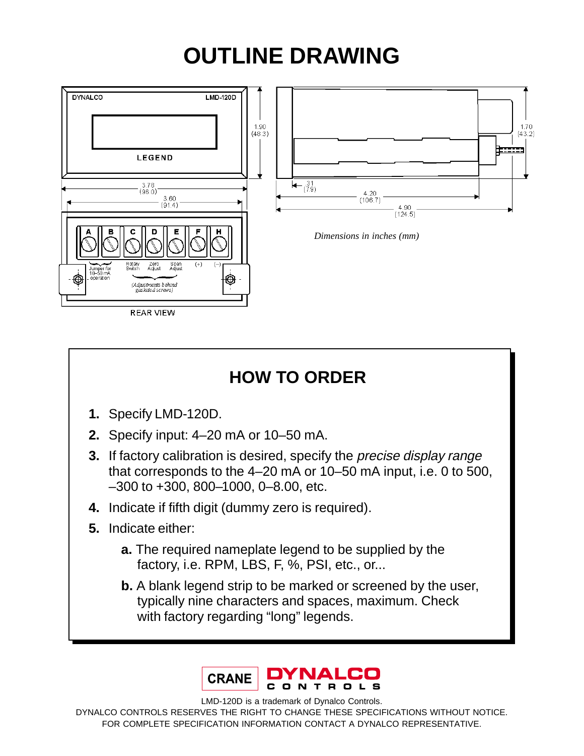# OUTLINE DRAWING

DYNALCO

LMD-120D

LEGEND

1.90
(48.3)

1.70
(43.2)

3.78
(96.0)

3.60
(91.4)

.31
(7.9)

4.20
(106.7)

4.90
(124.5)

A B C D E F H

Jumper for 10–50 mA operation

Rotary Switch

Zero Adjust

Span Adjust

(+)

(–)

(Adjustments behind gasketed screws)

REAR VIEW

*Dimensions in inches (mm)*

## HOW TO ORDER

**1.** Specify LMD-120D.

**2.** Specify input: 4–20 mA or 10–50 mA.

**3.** If factory calibration is desired, specify the *precise display range* that corresponds to the 4–20 mA or 10–50 mA input, i.e. 0 to 500, –300 to +300, 800–1000, 0–8.00, etc.

**4.** Indicate if fifth digit (dummy zero is required).

**5.** Indicate either:

**a.** The required nameplate legend to be supplied by the factory, i.e. RPM, LBS, F, %, PSI, etc., or...

**b.** A blank legend strip to be marked or screened by the user, typically nine characters and spaces, maximum. Check with factory regarding “long” legends.

CRANE DYNALCO CONTROLS

LMD-120D is a trademark of Dynalco Controls.

DYNALCO CONTROLS RESERVES THE RIGHT TO CHANGE THESE SPECIFICATIONS WITHOUT NOTICE.

FOR COMPLETE SPECIFICATION INFORMATION CONTACT A DYNALCO REPRESENTATIVE.